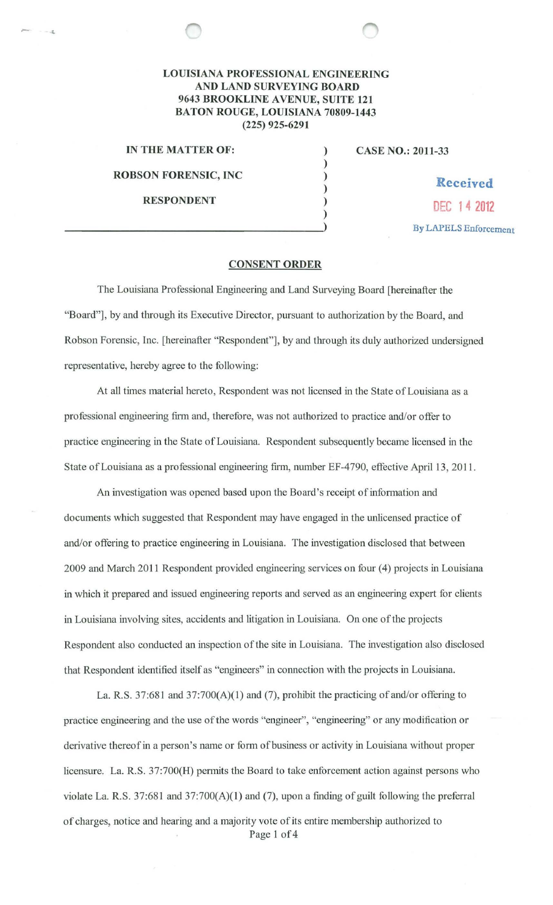**LOUISIANA PROFESSIONAL ENGINEERING AND LAND SURVEYING BOARD**
**9643 BROOKLINE AVENUE, SUITE 121**
**BATON ROUGE, LOUISIANA 70809-1443**
**(225) 925-6291**

| | | |
|---|---|---|
| **IN THE MATTER OF:** | ) | **CASE NO.: 2011-33** |
| | ) | |
| **ROBSON FORENSIC, INC** | ) | |
| | ) | |
| **RESPONDENT** | ) | |
| | ) | |

Received
DEC 14 2012
By LAPELS Enforcement

## CONSENT ORDER

The Louisiana Professional Engineering and Land Surveying Board [hereinafter the "Board"], by and through its Executive Director, pursuant to authorization by the Board, and Robson Forensic, Inc. [hereinafter "Respondent"], by and through its duly authorized undersigned representative, hereby agree to the following:

At all times material hereto, Respondent was not licensed in the State of Louisiana as a professional engineering firm and, therefore, was not authorized to practice and/or offer to practice engineering in the State of Louisiana. Respondent subsequently became licensed in the State of Louisiana as a professional engineering firm, number EF-4790, effective April 13, 2011.

An investigation was opened based upon the Board's receipt of information and documents which suggested that Respondent may have engaged in the unlicensed practice of and/or offering to practice engineering in Louisiana. The investigation disclosed that between 2009 and March 2011 Respondent provided engineering services on four (4) projects in Louisiana in which it prepared and issued engineering reports and served as an engineering expert for clients in Louisiana involving sites, accidents and litigation in Louisiana. On one of the projects Respondent also conducted an inspection of the site in Louisiana. The investigation also disclosed that Respondent identified itself as "engineers" in connection with the projects in Louisiana.

La. R.S. 37:681 and 37:700(A)(1) and (7), prohibit the practicing of and/or offering to practice engineering and the use of the words "engineer", "engineering" or any modification or derivative thereof in a person's name or form of business or activity in Louisiana without proper licensure. La. R.S. 37:700(H) permits the Board to take enforcement action against persons who violate La. R.S. 37:681 and 37:700(A)(1) and (7), upon a finding of guilt following the preferral of charges, notice and hearing and a majority vote of its entire membership authorized to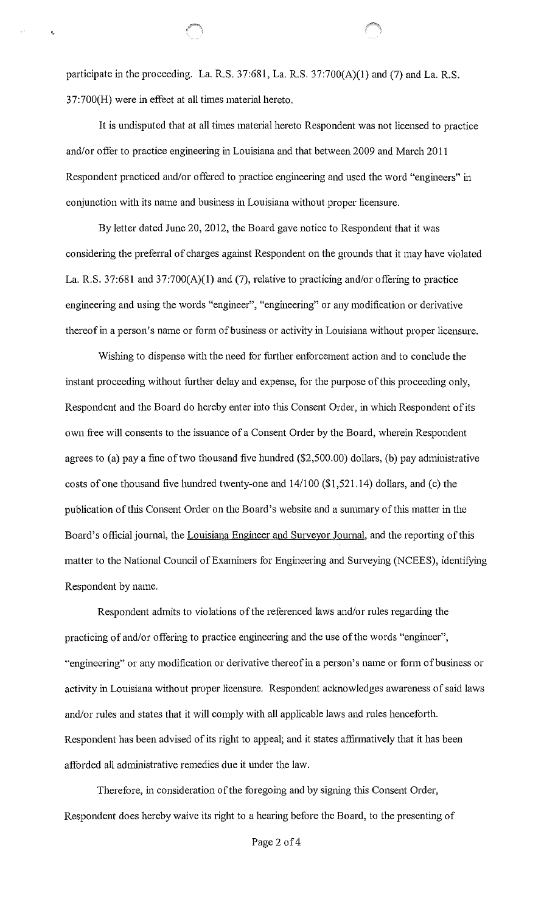participate in the proceeding. La. R.S. 37:681, La. R.S. 37:700(A)(1) and (7) and La. R.S. 37:700(H) were in effect at all times material hereto.

It is undisputed that at all times material hereto Respondent was not licensed to practice and/or offer to practice engineering in Louisiana and that between 2009 and March 2011 Respondent practiced and/or offered to practice engineering and used the word "engineers" in conjunction with its name and business in Louisiana without proper licensure.

By letter dated June 20, 2012, the Board gave notice to Respondent that it was considering the preferral of charges against Respondent on the grounds that it may have violated La. R.S. 37:681 and 37:700(A)(1) and (7), relative to practicing and/or offering to practice engineering and using the words "engineer", "engineering" or any modification or derivative thereof in a person's name or form of business or activity in Louisiana without proper licensure.

Wishing to dispense with the need for further enforcement action and to conclude the instant proceeding without further delay and expense, for the purpose of this proceeding only, Respondent and the Board do hereby enter into this Consent Order, in which Respondent of its own free will consents to the issuance of a Consent Order by the Board, wherein Respondent agrees to (a) pay a fine of two thousand five hundred ($2,500.00) dollars, (b) pay administrative costs of one thousand five hundred twenty-one and 14/100 ($1,521.14) dollars, and (c) the publication of this Consent Order on the Board's website and a summary of this matter in the Board's official journal, the Louisiana Engineer and Surveyor Journal, and the reporting of this matter to the National Council of Examiners for Engineering and Surveying (NCEES), identifying Respondent by name.

Respondent admits to violations of the referenced laws and/or rules regarding the practicing of and/or offering to practice engineering and the use of the words "engineer", "engineering" or any modification or derivative thereof in a person's name or form of business or activity in Louisiana without proper licensure. Respondent acknowledges awareness of said laws and/or rules and states that it will comply with all applicable laws and rules henceforth. Respondent has been advised of its right to appeal; and it states affirmatively that it has been afforded all administrative remedies due it under the law.

Therefore, in consideration of the foregoing and by signing this Consent Order, Respondent does hereby waive its right to a hearing before the Board, to the presenting of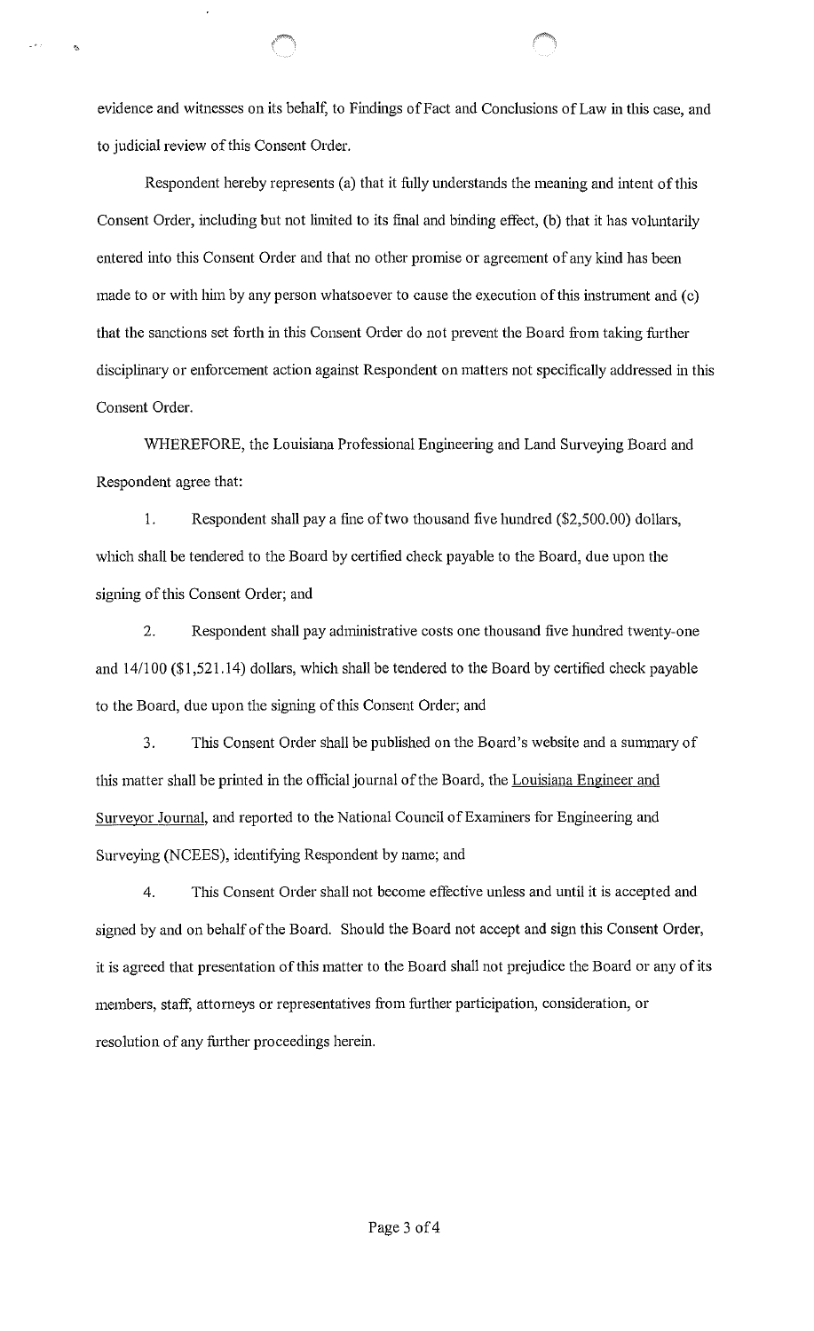evidence and witnesses on its behalf, to Findings of Fact and Conclusions of Law in this case, and to judicial review of this Consent Order.

Respondent hereby represents (a) that it fully understands the meaning and intent of this Consent Order, including but not limited to its final and binding effect, (b) that it has voluntarily entered into this Consent Order and that no other promise or agreement of any kind has been made to or with him by any person whatsoever to cause the execution of this instrument and (c) that the sanctions set forth in this Consent Order do not prevent the Board from taking further disciplinary or enforcement action against Respondent on matters not specifically addressed in this Consent Order.

WHEREFORE, the Louisiana Professional Engineering and Land Surveying Board and Respondent agree that:

1. Respondent shall pay a fine of two thousand five hundred ($2,500.00) dollars, which shall be tendered to the Board by certified check payable to the Board, due upon the signing of this Consent Order; and

2. Respondent shall pay administrative costs one thousand five hundred twenty-one and 14/100 ($1,521.14) dollars, which shall be tendered to the Board by certified check payable to the Board, due upon the signing of this Consent Order; and

3. This Consent Order shall be published on the Board's website and a summary of this matter shall be printed in the official journal of the Board, the Louisiana Engineer and Surveyor Journal, and reported to the National Council of Examiners for Engineering and Surveying (NCEES), identifying Respondent by name; and

4. This Consent Order shall not become effective unless and until it is accepted and signed by and on behalf of the Board. Should the Board not accept and sign this Consent Order, it is agreed that presentation of this matter to the Board shall not prejudice the Board or any of its members, staff, attorneys or representatives from further participation, consideration, or resolution of any further proceedings herein.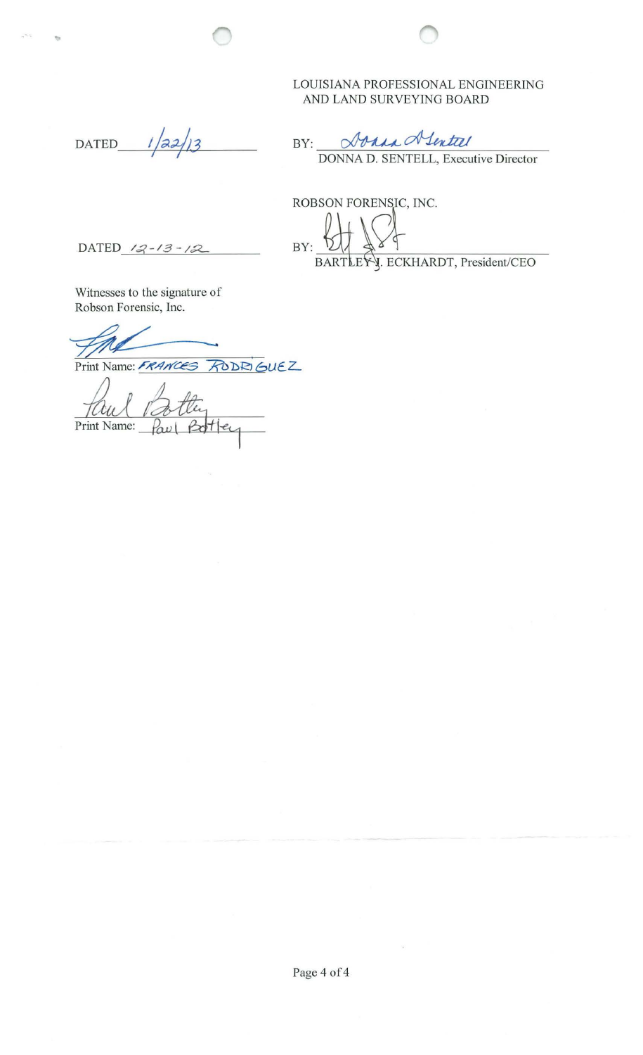LOUISIANA PROFESSIONAL ENGINEERING AND LAND SURVEYING BOARD

DATED 1/22/13

BY: Donna D Sentell
DONNA D. SENTELL, Executive Director

ROBSON FORENSIC, INC.

DATED 12-13-12

BY: _______________
BARTLEY J. ECKHARDT, President/CEO

Witnesses to the signature of Robson Forensic, Inc.

_______________
Print Name: FRANCES RODRIGUEZ

Paul Bottley
Print Name: Paul Bottley